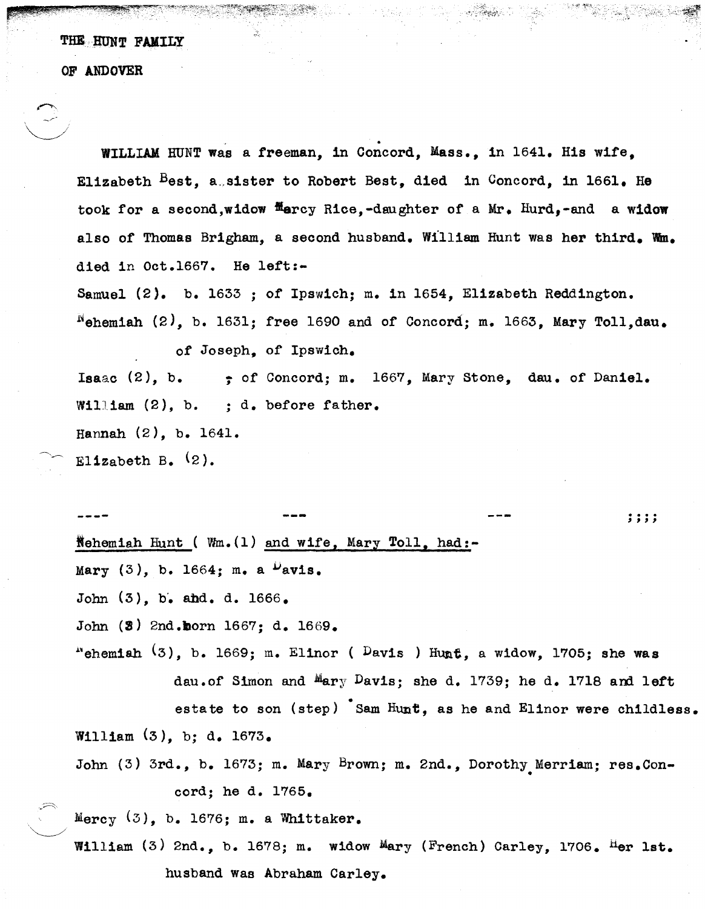# THE HUNT FAMILY

## OF ANDOVER

WILLIAM HUNT was a freeman, in Concord, Mass., in 1641. His wife, Elizabeth Best, a sister to Robert Best, died in Concord, in 1661. He took for a second, widow Marcy Rice, -daughter of a Mr. Hurd, -and a widow also of Thomas Brigham, a second husband. William Hunt was her third. Wm. died in Oct. 1667. He left:-

Samuel (2). b. 1633 ; of Ipswich; m. in 1654, Elizabeth Reddington.

Nehemiah (2), b. 1631; free 1690 and of Concord; m. 1663, Mary Toll, dau. of Joseph, of Ipswich.

Isaac (2), b. ; of Concord; m. 1667, Mary Stone, dau. of Daniel.

William (2), b. ; d. before father.

Hannah (2), b. 1641.

Elizabeth B. (2).

---- --- --- ;;;;

Nehemiah Hunt ( Wm.(1) and wife, Mary Toll, had:-

Mary (3), b. 1664; m. a Davis.

John (3), b. and. d. 1666.

John (3) 2nd. born 1667; d. 1669.

Nehemiah (3), b. 1669; m. Elinor ( Davis ) Hunt, a widow, 1705; she was dau. of Simon and Mary Davis; she d. 1739; he d. 1718 and left estate to son (step) Sam Hunt, as he and Elinor were childless.

William (3), b; d. 1673.

John (3) 3rd., b. 1673; m. Mary Brown; m. 2nd., Dorothy Merriam; res. Concord; he d. 1765.

Mercy (3), b. 1676; m. a Whittaker.

William (3) 2nd., b. 1678; m. widow Mary (French) Carley, 1706. Her 1st. husband was Abraham Carley.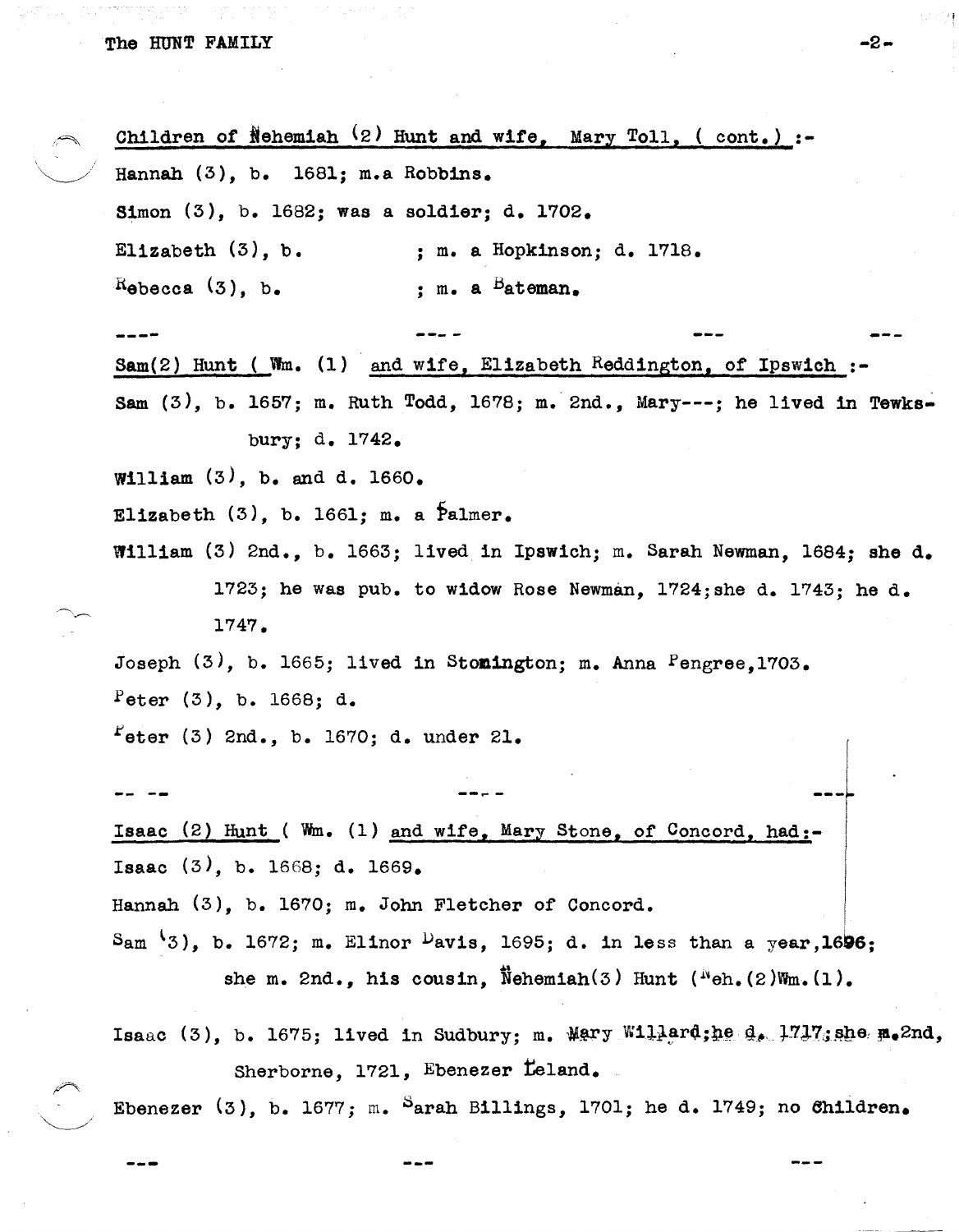Children of Nehemiah (2) Hunt and wife, Mary Toll, ( cont.) :-

Hannah (3), b. 1681; m.a Robbins.

Simon (3), b. 1682; was a soldier; d. 1702.

Elizabeth (3), b. ; m. a Hopkinson; d. 1718.

Rebecca (3), b. ; m. a Bateman.

---- ---- --- ---

Sam(2) Hunt ( Wm. (1) and wife, Elizabeth Reddington, of Ipswich :-

Sam (3), b. 1657; m. Ruth Todd, 1678; m. 2nd., Mary---; he lived in Tewksbury; d. 1742.

William (3), b. and d. 1660.

Elizabeth (3), b. 1661; m. a Palmer.

William (3) 2nd., b. 1663; lived in Ipswich; m. Sarah Newman, 1684; she d. 1723; he was pub. to widow Rose Newman, 1724;she d. 1743; he d. 1747.

Joseph (3), b. 1665; lived in Stonington; m. Anna Pengree,1703.

Peter (3), b. 1668; d.

Peter (3) 2nd., b. 1670; d. under 21.

-- -- ---- ---

Isaac (2) Hunt ( Wm. (1) and wife, Mary Stone, of Concord, had:-

Isaac (3), b. 1668; d. 1669.

Hannah (3), b. 1670; m. John Fletcher of Concord.

Sam (3), b. 1672; m. Elinor Davis, 1695; d. in less than a year,1696; she m. 2nd., his cousin, Nehemiah(3) Hunt (Neh.(2)Wm.(1).

Isaac (3), b. 1675; lived in Sudbury; m. Mary Willard;he d. 1717;she m.2nd, Sherborne, 1721, Ebenezer Leland.

Ebenezer (3), b. 1677; m. Sarah Billings, 1701; he d. 1749; no Children.

--- --- ---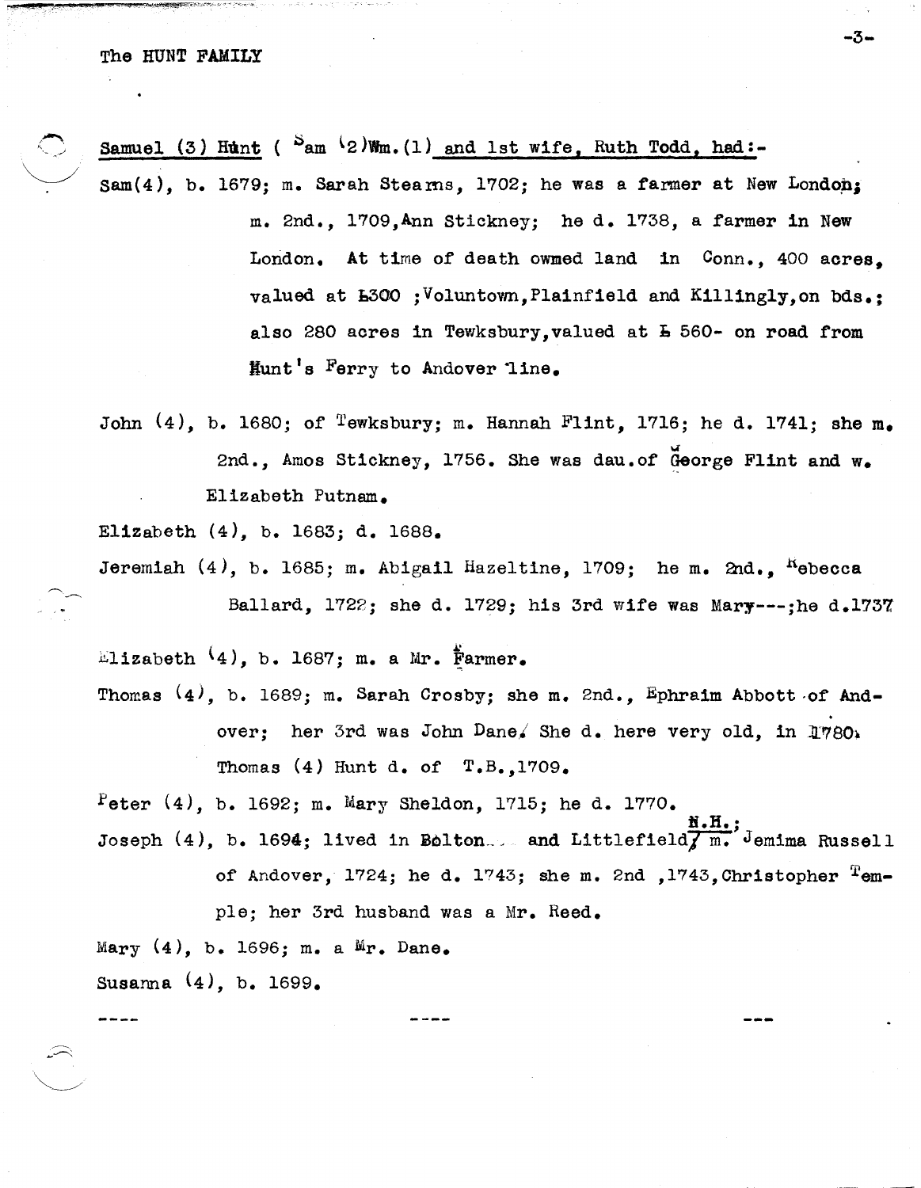Samuel (3) Hunt ( Sam (2) Wm. (1) and 1st wife, Ruth Todd, had:-

Sam(4), b. 1679; m. Sarah Stearns, 1702; he was a farmer at New London; m. 2nd., 1709, Ann Stickney; he d. 1738, a farmer in New London. At time of death owmed land in Conn., 400 acres, valued at £300 ; Voluntown, Plainfield and Killingly, on bds.; also 280 acres in Tewksbury, valued at £ 560- on road from Hunt's Ferry to Andover line.

John (4), b. 1680; of Tewksbury; m. Hannah Flint, 1716; he d. 1741; she m. 2nd., Amos Stickney, 1756. She was dau. of George Flint and w. Elizabeth Putnam.

Elizabeth (4), b. 1683; d. 1688.

Jeremiah (4), b. 1685; m. Abigail Hazeltine, 1709; he m. 2nd., Rebecca Ballard, 1722; she d. 1729; his 3rd wife was Mary---; he d. 1737

Elizabeth (4), b. 1687; m. a Mr. Farmer.

Thomas (4), b. 1689; m. Sarah Crosby; she m. 2nd., Ephraim Abbott of Andover; her 3rd was John Dane. She d. here very old, in 1780. Thomas (4) Hunt d. of T.B., 1709.

Peter (4), b. 1692; m. Mary Sheldon, 1715; he d. 1770.

Joseph (4), b. 1694; lived in Bolton and Littlefield, N.H.; m. Jemima Russell of Andover, 1724; he d. 1743; she m. 2nd, 1743, Christopher Temple; her 3rd husband was a Mr. Reed.

Mary (4), b. 1696; m. a Mr. Dane.

Susanna (4), b. 1699.

---- ---- ---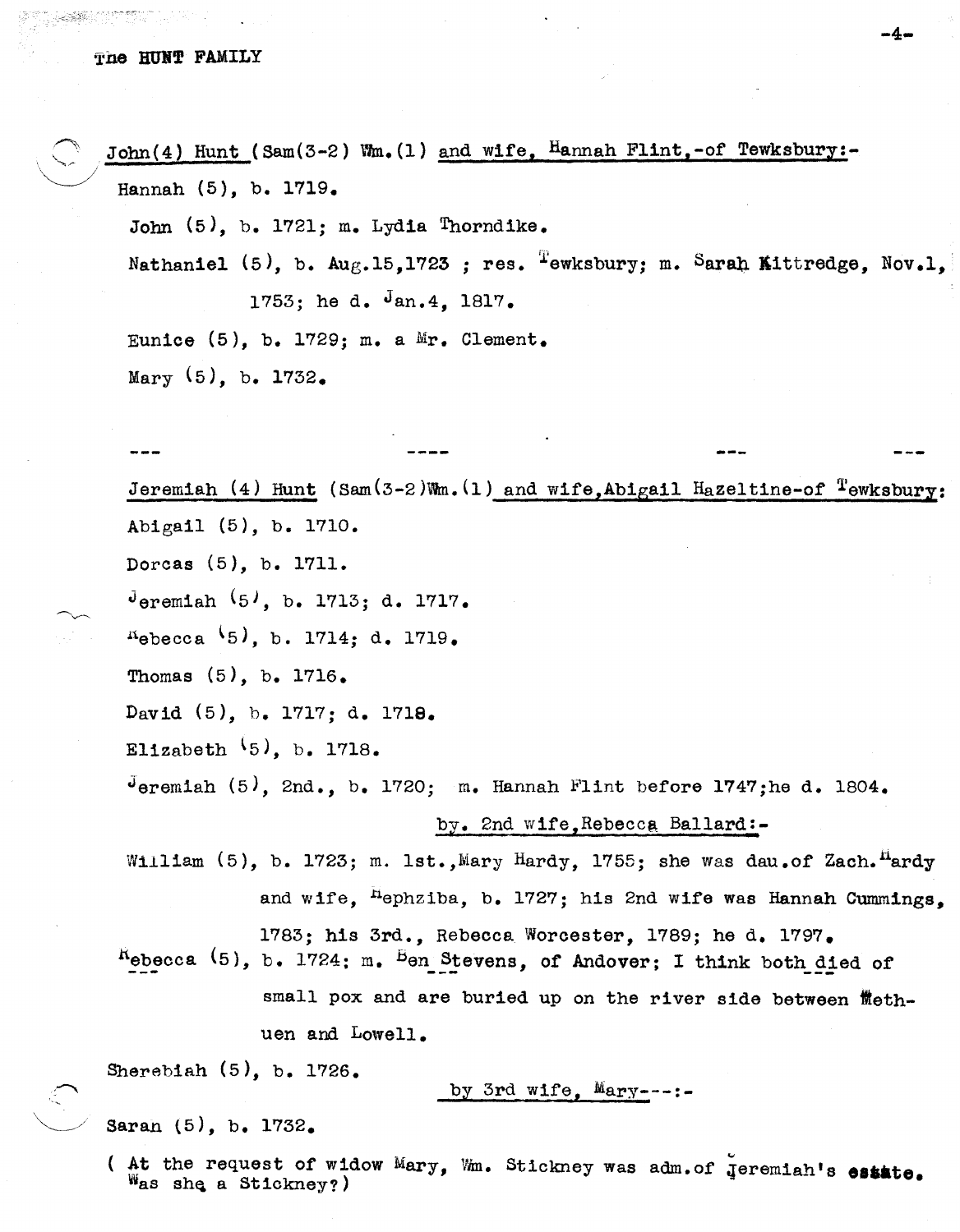John(4) Hunt (Sam(3-2) Wm.(1) and wife, Hannah Flint,-of Tewksbury:-

Hannah (5), b. 1719.

John (5), b. 1721; m. Lydia Thorndike.

Nathaniel (5), b. Aug.15,1723 ; res. Tewksbury; m. Sarah Kittredge, Nov.1, 1753; he d. Jan.4, 1817.

Eunice (5), b. 1729; m. a Mr. Clement.

Mary (5), b. 1732.

--- ---- --- ---

Jeremiah (4) Hunt (Sam(3-2)Wm.(1) and wife,Abigail Hazeltine-of Tewksbury:

Abigail (5), b. 1710.

Dorcas (5), b. 1711.

Jeremiah (5), b. 1713; d. 1717.

Rebecca (5), b. 1714; d. 1719.

Thomas (5), b. 1716.

David (5), b. 1717; d. 1718.

Elizabeth (5), b. 1718.

Jeremiah (5), 2nd., b. 1720; m. Hannah Flint before 1747;he d. 1804.

by. 2nd wife,Rebecca Ballard:-

William (5), b. 1723; m. 1st.,Mary Hardy, 1755; she was dau.of Zach. Hardy and wife, Hephziba, b. 1727; his 2nd wife was Hannah Cummings, 1783; his 3rd., Rebecca Worcester, 1789; he d. 1797.

Rebecca (5), b. 1724; m. Ben Stevens, of Andover; I think both died of small pox and are buried up on the river side between Methuen and Lowell.

Sherebiah (5), b. 1726.

by 3rd wife, Mary---:-

Saran (5), b. 1732.

( At the request of widow Mary, Wm. Stickney was adm.of Jeremiah's estate. Was she a Stickney?)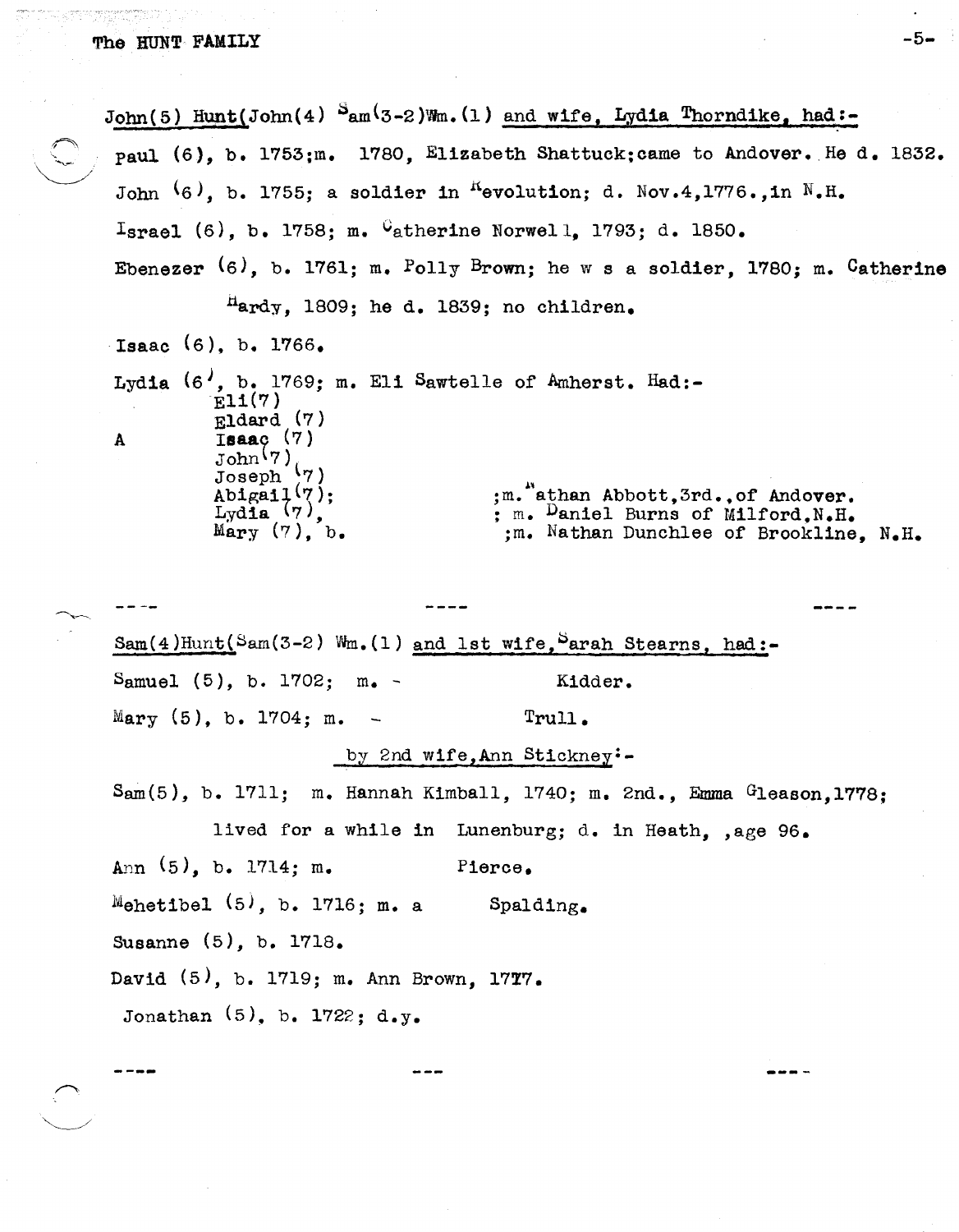John(5) Hunt(John(4) Sam(3-2)Wm.(1) and wife, Lydia Thorndike, had:-

Paul (6), b. 1753;m. 1780, Elizabeth Shattuck;came to Andover. He d. 1832.

John (6), b. 1755; a soldier in Revolution; d. Nov.4,1776.,in N.H.

Israel (6), b. 1758; m. Catherine Norwell, 1793; d. 1850.

Ebenezer (6), b. 1761; m. Polly Brown; he w s a soldier, 1780; m. Catherine Hardy, 1809; he d. 1839; no children.

Isaac (6), b. 1766.

Lydia (6), b. 1769; m. Eli Sawtelle of Amherst. Had:-

- Eli(7)
- Eldard (7)
- A Isaac (7)
- John(7)
- Joseph (7)
- Abigail(7); ;m. Nathan Abbott,3rd.,of Andover.
- Lydia (7), ; m. Daniel Burns of Milford,N.H.
- Mary (7), b. ;m. Nathan Dunchlee of Brookline, N.H.

---

Sam(4)Hunt(Sam(3-2) Wm.(1) and 1st wife, Sarah Stearns, had:-

Samuel (5), b. 1702; m. - Kidder.

Mary (5), b. 1704; m. - Trull.

by 2nd wife, Ann Stickney:-

Sam(5), b. 1711; m. Hannah Kimball, 1740; m. 2nd., Emma Gleason,1778; lived for a while in Lunenburg; d. in Heath, ,age 96.

Ann (5), b. 1714; m. Pierce.

Mehetibel (5), b. 1716; m. a Spalding.

Susanne (5), b. 1718.

David (5), b. 1719; m. Ann Brown, 1777.

Jonathan (5), b. 1722; d.y.

---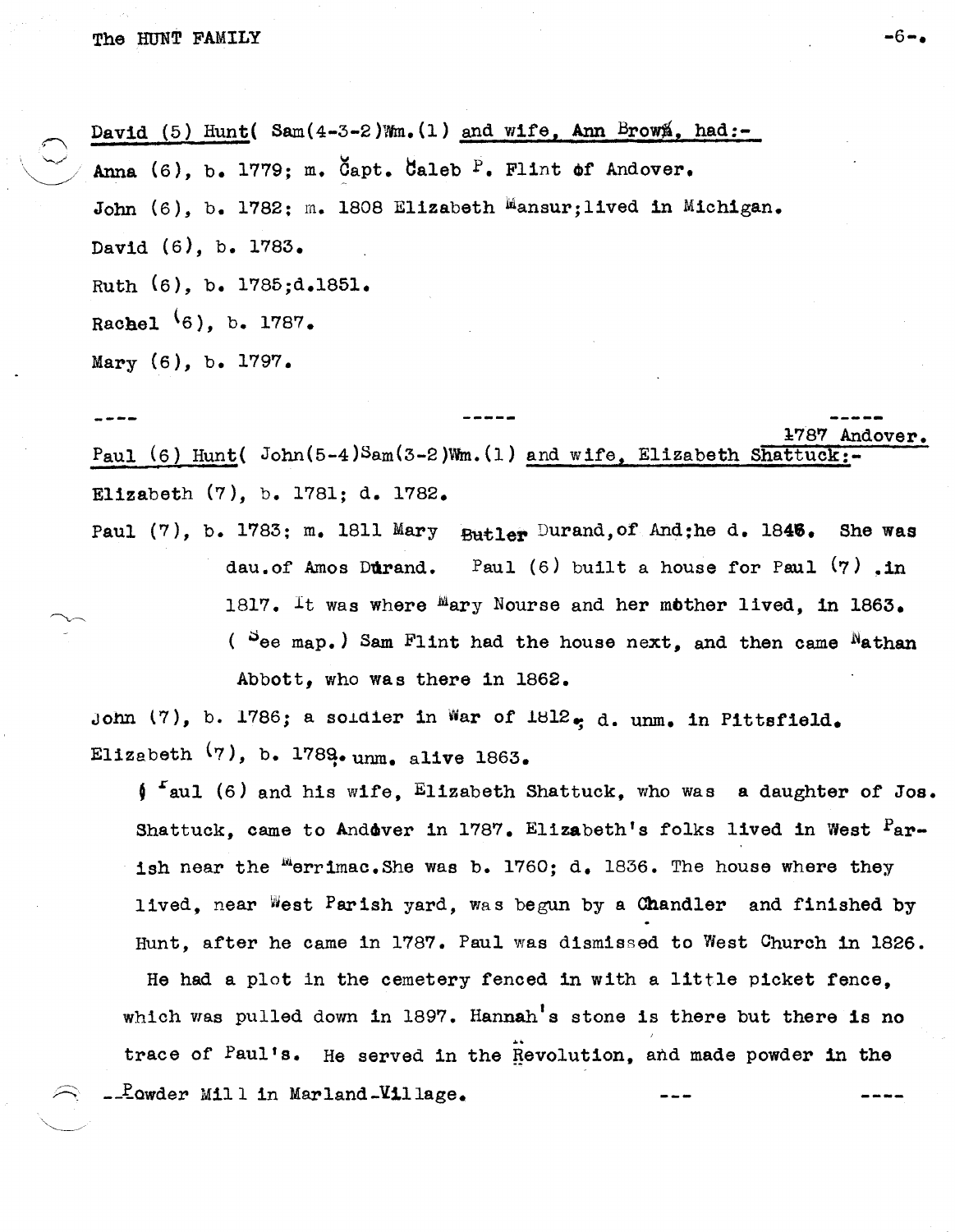David (5) Hunt( Sam(4-3-2)Wm.(1) and wife, Ann Brown, had:-

Anna (6), b. 1779; m. Capt. Caleb P. Flint of Andover.

John (6), b. 1782; m. 1808 Elizabeth Mansur; lived in Michigan.

David (6), b. 1783.

Ruth (6), b. 1785; d. 1851.

Rachel (6), b. 1787.

Mary (6), b. 1797.

---- ----- -----

1787 Andover.

Paul (6) Hunt( John(5-4)Sam(3-2)Wm.(1) and wife, Elizabeth Shattuck:-

Elizabeth (7), b. 1781; d. 1782.

Paul (7), b. 1783; m. 1811 Mary Butler Durand, of And; he d. 1846. She was dau. of Amos Durand. Paul (6) built a house for Paul (7) .in 1817. It was where Mary Nourse and her mother lived, in 1863. ( See map.) Sam Flint had the house next, and then came Nathan Abbott, who was there in 1862.

John (7), b. 1786; a soldier in War of 1812, d. unm. in Pittsfield.

Elizabeth (7), b. 1789, unm. alive 1863.

Paul (6) and his wife, Elizabeth Shattuck, who was a daughter of Jos. Shattuck, came to Andover in 1787. Elizabeth's folks lived in West Parish near the Merrimac. She was b. 1760; d. 1836. The house where they lived, near West Parish yard, was begun by a Chandler and finished by Hunt, after he came in 1787. Paul was dismissed to West Church in 1826. He had a plot in the cemetery fenced in with a little picket fence, which was pulled down in 1897. Hannah's stone is there but there is no trace of Paul's. He served in the Revolution, and made powder in the Powder Mill in Marland Village.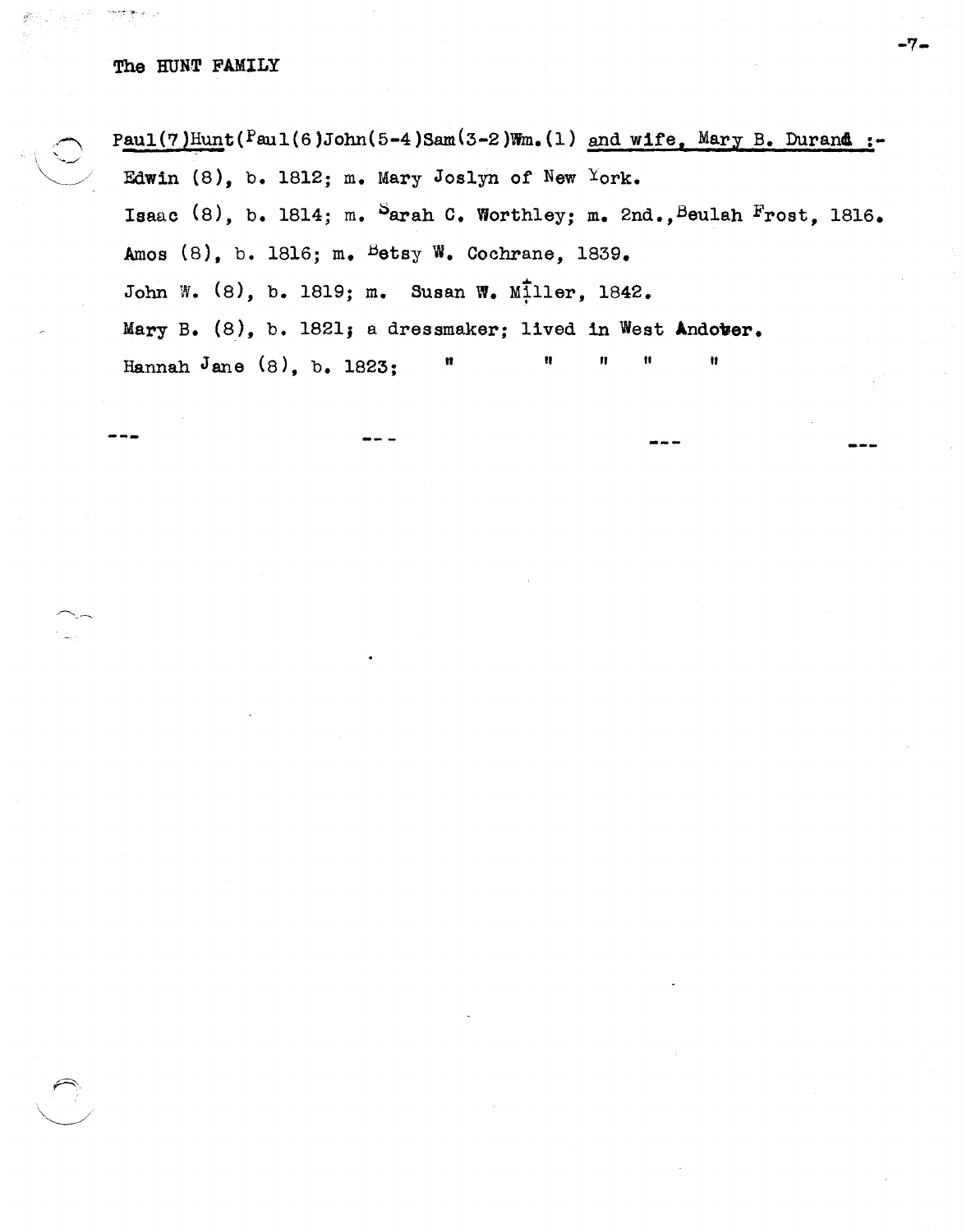<u>Paul(7)Hunt</u>(Paul(6)John(5-4)Sam(3-2)Wm.(1) <u>and wife, Mary B. Durand :-</u>

Edwin (8), b. 1812; m. Mary Joslyn of New York.

Isaac (8), b. 1814; m. Sarah C. Worthley; m. 2nd., Beulah Frost, 1816.

Amos (8), b. 1816; m. Betsy W. Cochrane, 1839.

John W. (8), b. 1819; m. Susan W. Miller, 1842.

Mary B. (8), b. 1821; a dressmaker; lived in West Andover.

Hannah Jane (8), b. 1823; " " " " "

--- --- --- ---